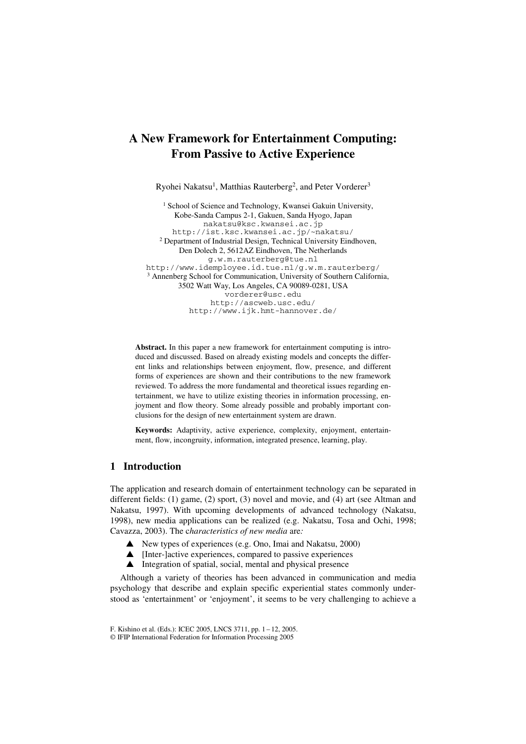# A New Framework for Entertainment Computing: From Passive to Active Experience

Ryohei Nakatsu[1], Matthias Rauterberg[2], and Peter Vorderer[3]

[1] School of Science and Technology, Kwansei Gakuin University, Kobe-Sanda Campus 2-1, Gakuen, Sanda Hyogo, Japan
nakatsu@ksc.kwansei.ac.jp
http://ist.ksc.kwansei.ac.jp/~nakatsu/

[2] Department of Industrial Design, Technical University Eindhoven, Den Dolech 2, 5612AZ Eindhoven, The Netherlands
g.w.m.rauterberg@tue.nl
http://www.idemployee.id.tue.nl/g.w.m.rauterberg/

[3] Annenberg School for Communication, University of Southern California, 3502 Watt Way, Los Angeles, CA 90089-0281, USA
vorderer@usc.edu
http://ascweb.usc.edu/
http://www.ijk.hmt-hannover.de/

**Abstract.** In this paper a new framework for entertainment computing is introduced and discussed. Based on already existing models and concepts the different links and relationships between enjoyment, flow, presence, and different forms of experiences are shown and their contributions to the new framework reviewed. To address the more fundamental and theoretical issues regarding entertainment, we have to utilize existing theories in information processing, enjoyment and flow theory. Some already possible and probably important conclusions for the design of new entertainment system are drawn.

**Keywords:** Adaptivity, active experience, complexity, enjoyment, entertainment, flow, incongruity, information, integrated presence, learning, play.

## 1 Introduction

The application and research domain of entertainment technology can be separated in different fields: (1) game, (2) sport, (3) novel and movie, and (4) art (see Altman and Nakatsu, 1997). With upcoming developments of advanced technology (Nakatsu, 1998), new media applications can be realized (e.g. Nakatsu, Tosa and Ochi, 1998; Cavazza, 2003). The *characteristics of new media* are*:*

- New types of experiences (e.g. Ono, Imai and Nakatsu, 2000)
- [Inter-]active experiences, compared to passive experiences
- Integration of spatial, social, mental and physical presence

Although a variety of theories has been advanced in communication and media psychology that describe and explain specific experiential states commonly understood as 'entertainment' or 'enjoyment', it seems to be very challenging to achieve a

F. Kishino et al. (Eds.): ICEC 2005, LNCS 3711, pp. 1 – 12, 2005.
© IFIP International Federation for Information Processing 2005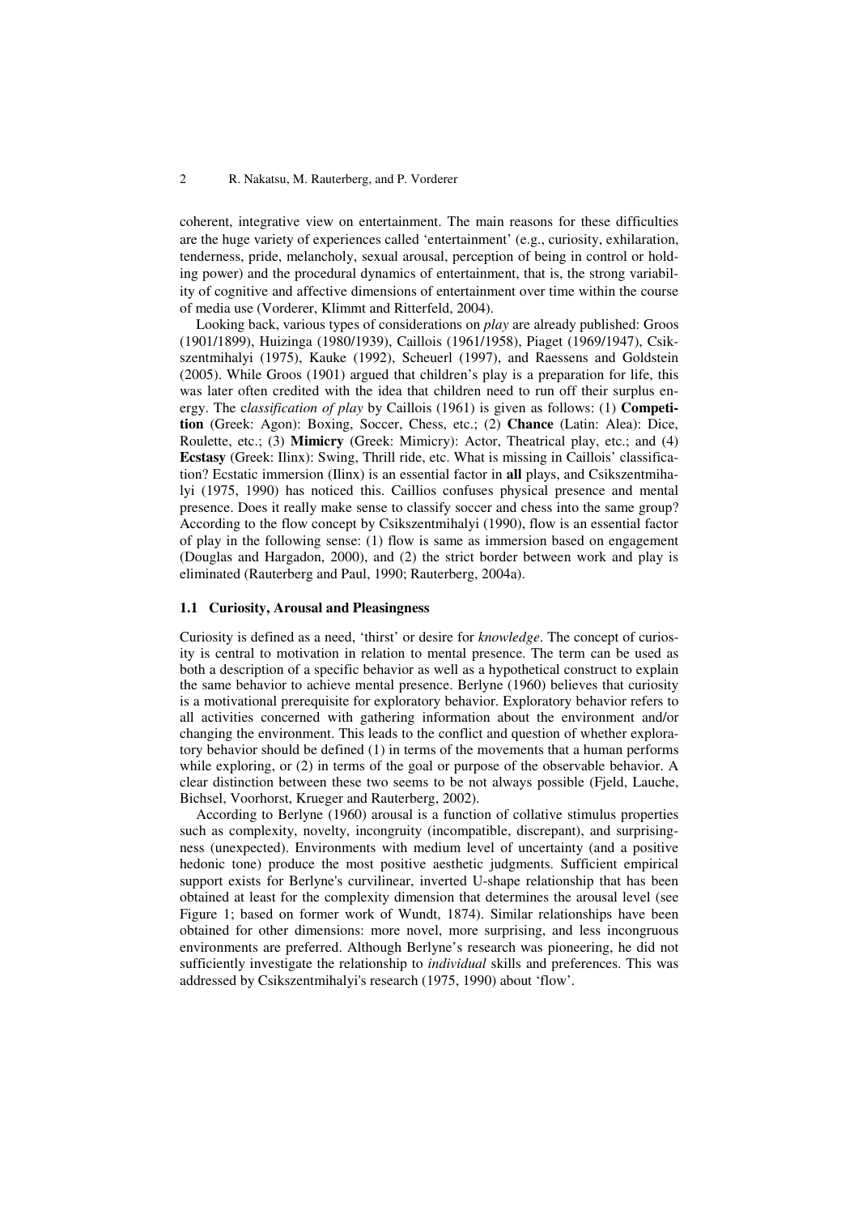coherent, integrative view on entertainment. The main reasons for these difficulties are the huge variety of experiences called 'entertainment' (e.g., curiosity, exhilaration, tenderness, pride, melancholy, sexual arousal, perception of being in control or holding power) and the procedural dynamics of entertainment, that is, the strong variability of cognitive and affective dimensions of entertainment over time within the course of media use (Vorderer, Klimmt and Ritterfeld, 2004).

Looking back, various types of considerations on *play* are already published: Groos (1901/1899), Huizinga (1980/1939), Caillois (1961/1958), Piaget (1969/1947), Csikszentmihalyi (1975), Kauke (1992), Scheuerl (1997), and Raessens and Goldstein (2005). While Groos (1901) argued that children's play is a preparation for life, this was later often credited with the idea that children need to run off their surplus energy. The c*lassification of play* by Caillois (1961) is given as follows: (1) **Competition** (Greek: Agon): Boxing, Soccer, Chess, etc.; (2) **Chance** (Latin: Alea): Dice, Roulette, etc.; (3) **Mimicry** (Greek: Mimicry): Actor, Theatrical play, etc.; and (4) **Ecstasy** (Greek: Ilinx): Swing, Thrill ride, etc. What is missing in Caillois' classification? Ecstatic immersion (Ilinx) is an essential factor in **all** plays, and Csikszentmihalyi (1975, 1990) has noticed this. Caillios confuses physical presence and mental presence. Does it really make sense to classify soccer and chess into the same group? According to the flow concept by Csikszentmihalyi (1990), flow is an essential factor of play in the following sense: (1) flow is same as immersion based on engagement (Douglas and Hargadon, 2000), and (2) the strict border between work and play is eliminated (Rauterberg and Paul, 1990; Rauterberg, 2004a).

### 1.1 Curiosity, Arousal and Pleasingness

Curiosity is defined as a need, 'thirst' or desire for *knowledge*. The concept of curiosity is central to motivation in relation to mental presence. The term can be used as both a description of a specific behavior as well as a hypothetical construct to explain the same behavior to achieve mental presence. Berlyne (1960) believes that curiosity is a motivational prerequisite for exploratory behavior. Exploratory behavior refers to all activities concerned with gathering information about the environment and/or changing the environment. This leads to the conflict and question of whether exploratory behavior should be defined (1) in terms of the movements that a human performs while exploring, or (2) in terms of the goal or purpose of the observable behavior. A clear distinction between these two seems to be not always possible (Fjeld, Lauche, Bichsel, Voorhorst, Krueger and Rauterberg, 2002).

According to Berlyne (1960) arousal is a function of collative stimulus properties such as complexity, novelty, incongruity (incompatible, discrepant), and surprisingness (unexpected). Environments with medium level of uncertainty (and a positive hedonic tone) produce the most positive aesthetic judgments. Sufficient empirical support exists for Berlyne's curvilinear, inverted U-shape relationship that has been obtained at least for the complexity dimension that determines the arousal level (see Figure 1; based on former work of Wundt, 1874). Similar relationships have been obtained for other dimensions: more novel, more surprising, and less incongruous environments are preferred. Although Berlyne's research was pioneering, he did not sufficiently investigate the relationship to *individual* skills and preferences. This was addressed by Csikszentmihalyi's research (1975, 1990) about 'flow'.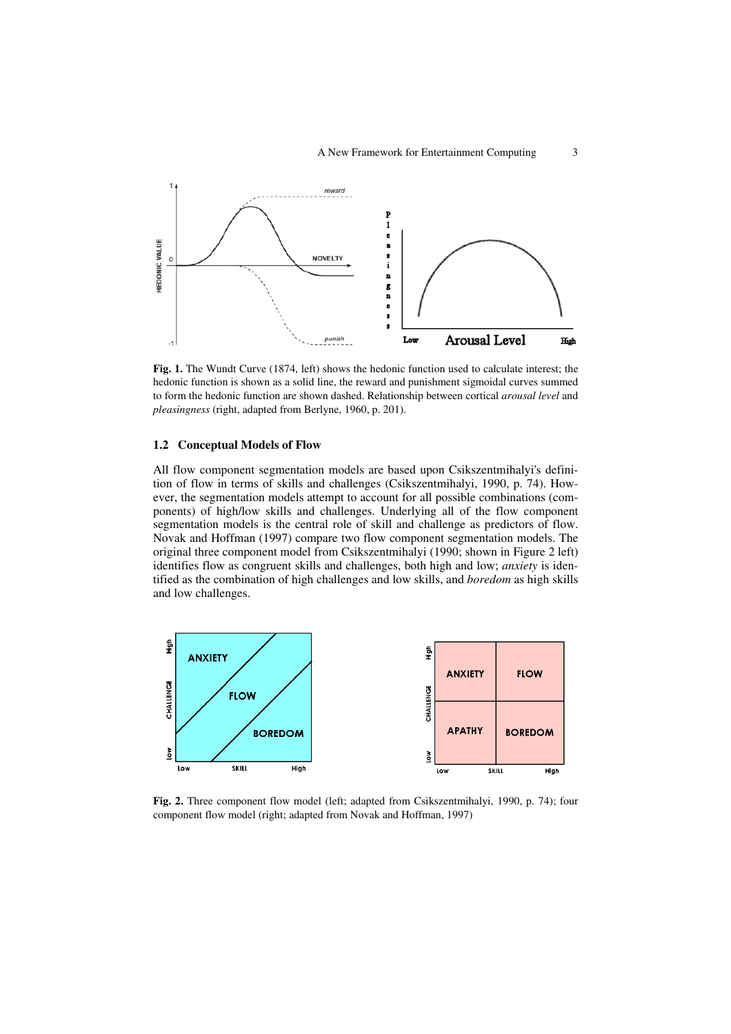**Fig. 1.** The Wundt Curve (1874, left) shows the hedonic function used to calculate interest; the hedonic function is shown as a solid line, the reward and punishment sigmoidal curves summed to form the hedonic function are shown dashed. Relationship between cortical *arousal level* and *pleasingness* (right, adapted from Berlyne, 1960, p. 201).

### 1.2 Conceptual Models of Flow

All flow component segmentation models are based upon Csikszentmihalyi's definition of flow in terms of skills and challenges (Csikszentmihalyi, 1990, p. 74). However, the segmentation models attempt to account for all possible combinations (components) of high/low skills and challenges. Underlying all of the flow component segmentation models is the central role of skill and challenge as predictors of flow. Novak and Hoffman (1997) compare two flow component segmentation models. The original three component model from Csikszentmihalyi (1990; shown in Figure 2 left) identifies flow as congruent skills and challenges, both high and low; *anxiety* is identified as the combination of high challenges and low skills, and *boredom* as high skills and low challenges.

**Fig. 2.** Three component flow model (left; adapted from Csikszentmihalyi, 1990, p. 74); four component flow model (right; adapted from Novak and Hoffman, 1997)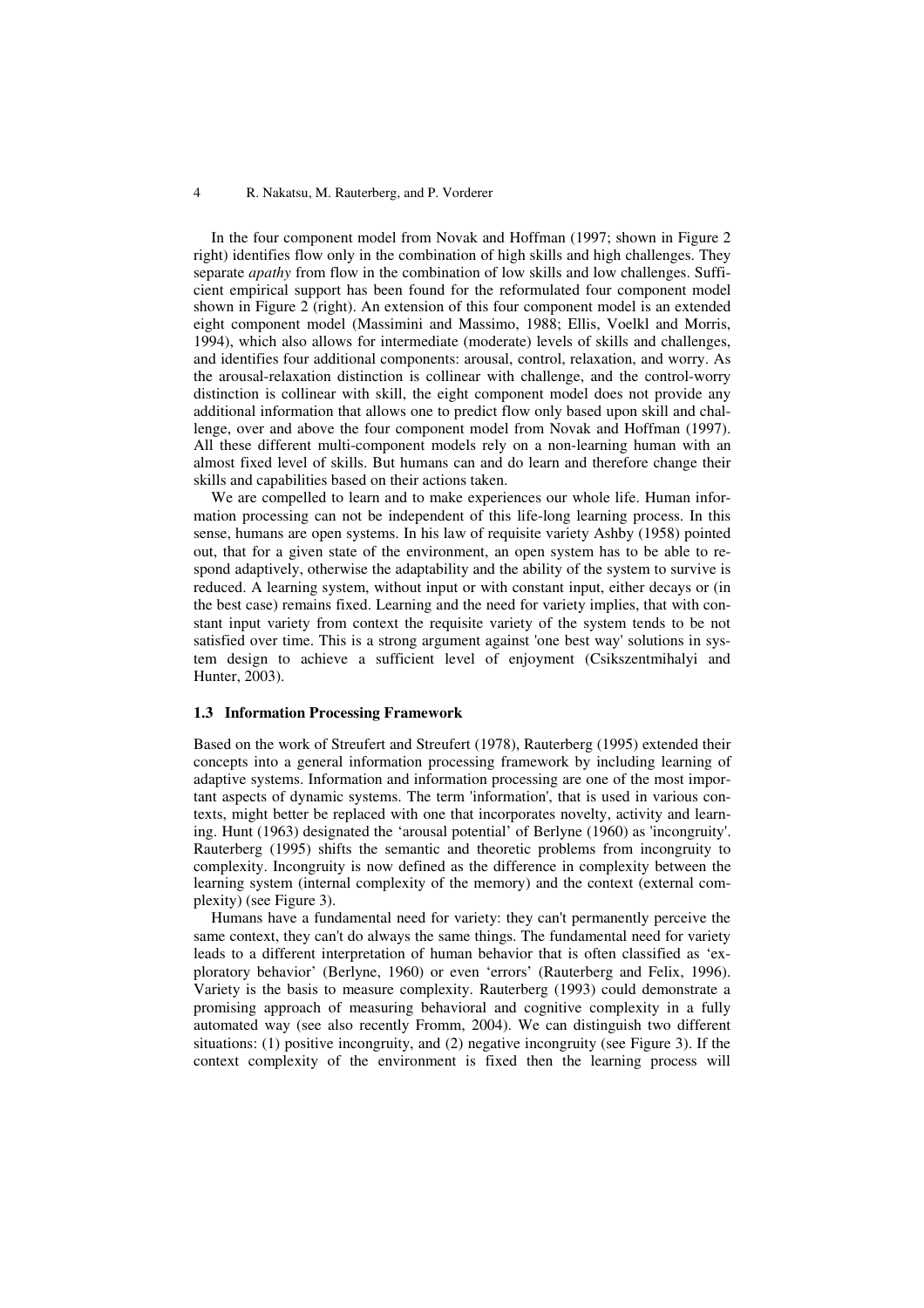In the four component model from Novak and Hoffman (1997; shown in Figure 2 right) identifies flow only in the combination of high skills and high challenges. They separate *apathy* from flow in the combination of low skills and low challenges. Sufficient empirical support has been found for the reformulated four component model shown in Figure 2 (right). An extension of this four component model is an extended eight component model (Massimini and Massimo, 1988; Ellis, Voelkl and Morris, 1994), which also allows for intermediate (moderate) levels of skills and challenges, and identifies four additional components: arousal, control, relaxation, and worry. As the arousal-relaxation distinction is collinear with challenge, and the control-worry distinction is collinear with skill, the eight component model does not provide any additional information that allows one to predict flow only based upon skill and challenge, over and above the four component model from Novak and Hoffman (1997). All these different multi-component models rely on a non-learning human with an almost fixed level of skills. But humans can and do learn and therefore change their skills and capabilities based on their actions taken.

We are compelled to learn and to make experiences our whole life. Human information processing can not be independent of this life-long learning process. In this sense, humans are open systems. In his law of requisite variety Ashby (1958) pointed out, that for a given state of the environment, an open system has to be able to respond adaptively, otherwise the adaptability and the ability of the system to survive is reduced. A learning system, without input or with constant input, either decays or (in the best case) remains fixed. Learning and the need for variety implies, that with constant input variety from context the requisite variety of the system tends to be not satisfied over time. This is a strong argument against 'one best way' solutions in system design to achieve a sufficient level of enjoyment (Csikszentmihalyi and Hunter, 2003).

### 1.3 Information Processing Framework

Based on the work of Streufert and Streufert (1978), Rauterberg (1995) extended their concepts into a general information processing framework by including learning of adaptive systems. Information and information processing are one of the most important aspects of dynamic systems. The term 'information', that is used in various contexts, might better be replaced with one that incorporates novelty, activity and learning. Hunt (1963) designated the 'arousal potential' of Berlyne (1960) as 'incongruity'. Rauterberg (1995) shifts the semantic and theoretic problems from incongruity to complexity. Incongruity is now defined as the difference in complexity between the learning system (internal complexity of the memory) and the context (external complexity) (see Figure 3).

Humans have a fundamental need for variety: they can't permanently perceive the same context, they can't do always the same things. The fundamental need for variety leads to a different interpretation of human behavior that is often classified as 'exploratory behavior' (Berlyne, 1960) or even 'errors' (Rauterberg and Felix, 1996). Variety is the basis to measure complexity. Rauterberg (1993) could demonstrate a promising approach of measuring behavioral and cognitive complexity in a fully automated way (see also recently Fromm, 2004). We can distinguish two different situations: (1) positive incongruity, and (2) negative incongruity (see Figure 3). If the context complexity of the environment is fixed then the learning process will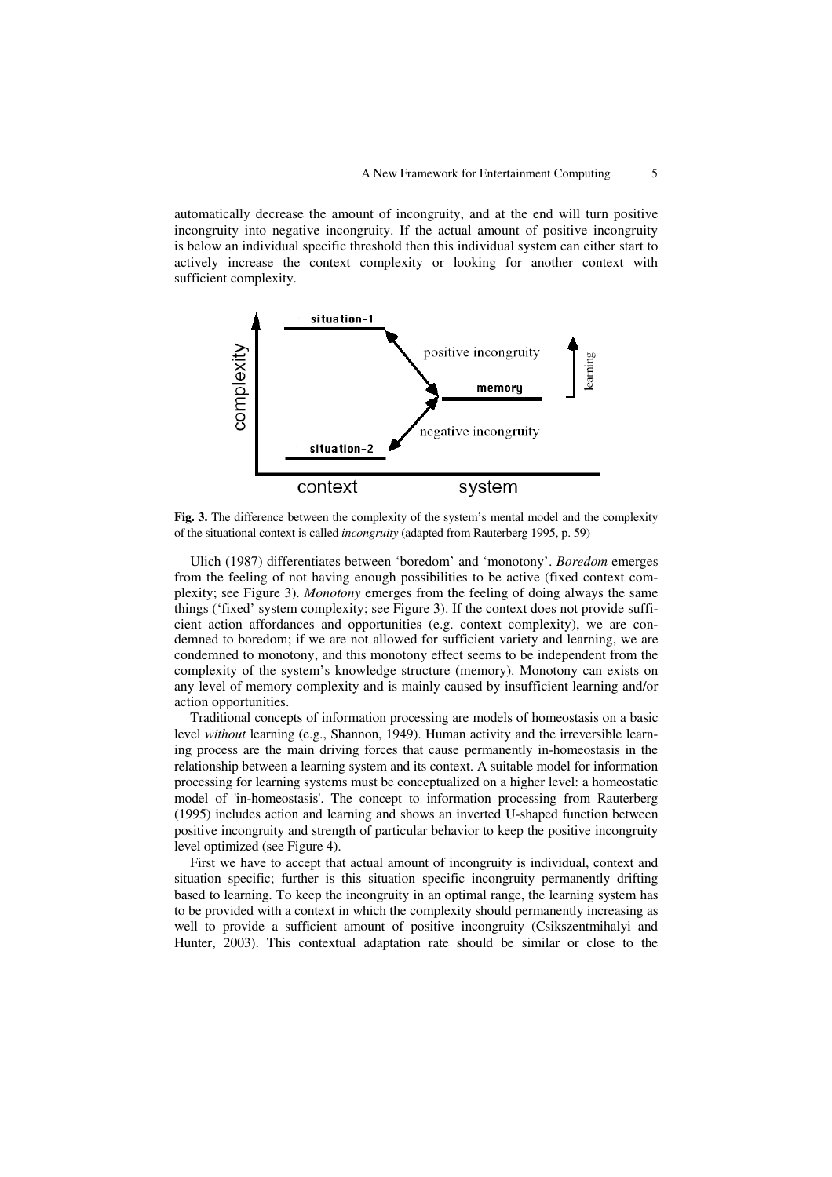automatically decrease the amount of incongruity, and at the end will turn positive incongruity into negative incongruity. If the actual amount of positive incongruity is below an individual specific threshold then this individual system can either start to actively increase the context complexity or looking for another context with sufficient complexity.

**Fig. 3.** The difference between the complexity of the system's mental model and the complexity of the situational context is called *incongruity* (adapted from Rauterberg 1995, p. 59)

Ulich (1987) differentiates between 'boredom' and 'monotony'. *Boredom* emerges from the feeling of not having enough possibilities to be active (fixed context complexity; see Figure 3). *Monotony* emerges from the feeling of doing always the same things ('fixed' system complexity; see Figure 3). If the context does not provide sufficient action affordances and opportunities (e.g. context complexity), we are condemned to boredom; if we are not allowed for sufficient variety and learning, we are condemned to monotony, and this monotony effect seems to be independent from the complexity of the system's knowledge structure (memory). Monotony can exists on any level of memory complexity and is mainly caused by insufficient learning and/or action opportunities.

Traditional concepts of information processing are models of homeostasis on a basic level *without* learning (e.g., Shannon, 1949). Human activity and the irreversible learning process are the main driving forces that cause permanently in-homeostasis in the relationship between a learning system and its context. A suitable model for information processing for learning systems must be conceptualized on a higher level: a homeostatic model of 'in-homeostasis'. The concept to information processing from Rauterberg (1995) includes action and learning and shows an inverted U-shaped function between positive incongruity and strength of particular behavior to keep the positive incongruity level optimized (see Figure 4).

First we have to accept that actual amount of incongruity is individual, context and situation specific; further is this situation specific incongruity permanently drifting based to learning. To keep the incongruity in an optimal range, the learning system has to be provided with a context in which the complexity should permanently increasing as well to provide a sufficient amount of positive incongruity (Csikszentmihalyi and Hunter, 2003). This contextual adaptation rate should be similar or close to the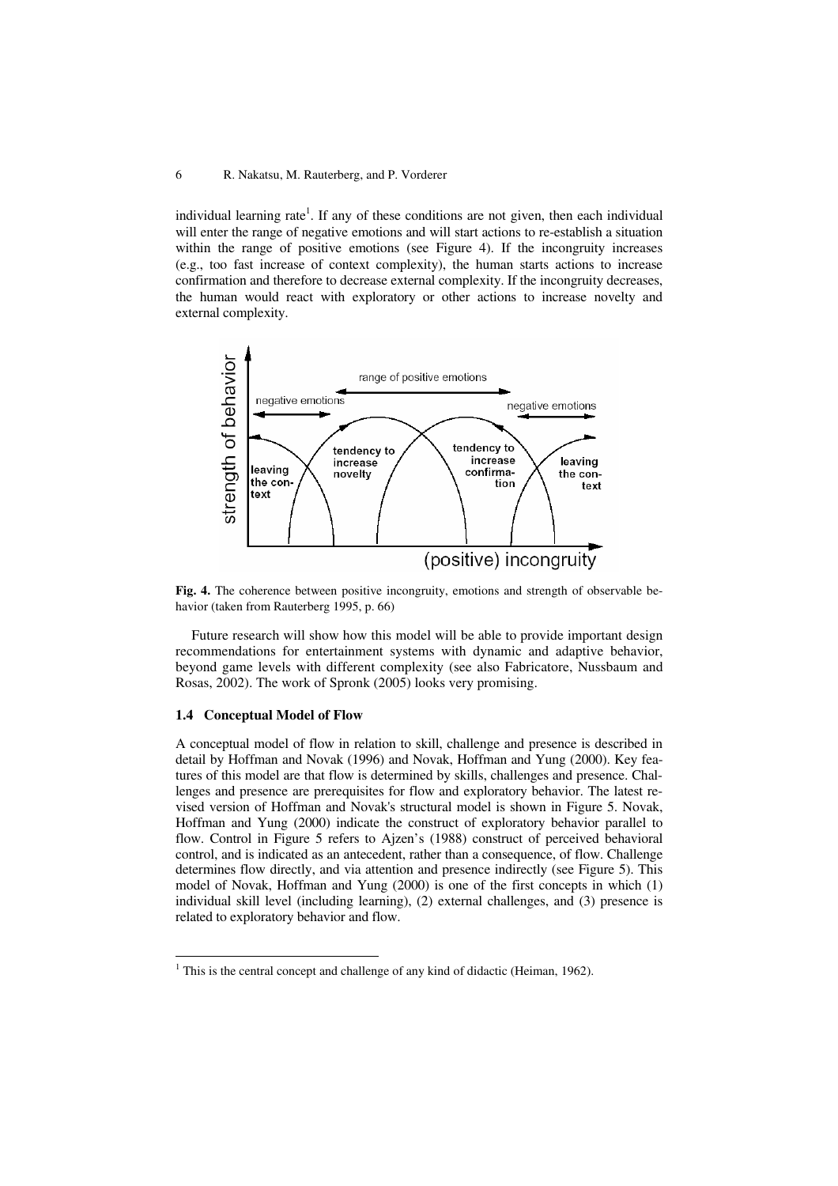individual learning rate[1]. If any of these conditions are not given, then each individual will enter the range of negative emotions and will start actions to re-establish a situation within the range of positive emotions (see Figure 4). If the incongruity increases (e.g., too fast increase of context complexity), the human starts actions to increase confirmation and therefore to decrease external complexity. If the incongruity decreases, the human would react with exploratory or other actions to increase novelty and external complexity.

**Fig. 4.** The coherence between positive incongruity, emotions and strength of observable behavior (taken from Rauterberg 1995, p. 66)

Future research will show how this model will be able to provide important design recommendations for entertainment systems with dynamic and adaptive behavior, beyond game levels with different complexity (see also Fabricatore, Nussbaum and Rosas, 2002). The work of Spronk (2005) looks very promising.

### 1.4 Conceptual Model of Flow

A conceptual model of flow in relation to skill, challenge and presence is described in detail by Hoffman and Novak (1996) and Novak, Hoffman and Yung (2000). Key features of this model are that flow is determined by skills, challenges and presence. Challenges and presence are prerequisites for flow and exploratory behavior. The latest revised version of Hoffman and Novak's structural model is shown in Figure 5. Novak, Hoffman and Yung (2000) indicate the construct of exploratory behavior parallel to flow. Control in Figure 5 refers to Ajzen's (1988) construct of perceived behavioral control, and is indicated as an antecedent, rather than a consequence, of flow. Challenge determines flow directly, and via attention and presence indirectly (see Figure 5). This model of Novak, Hoffman and Yung (2000) is one of the first concepts in which (1) individual skill level (including learning), (2) external challenges, and (3) presence is related to exploratory behavior and flow.

[1] This is the central concept and challenge of any kind of didactic (Heiman, 1962).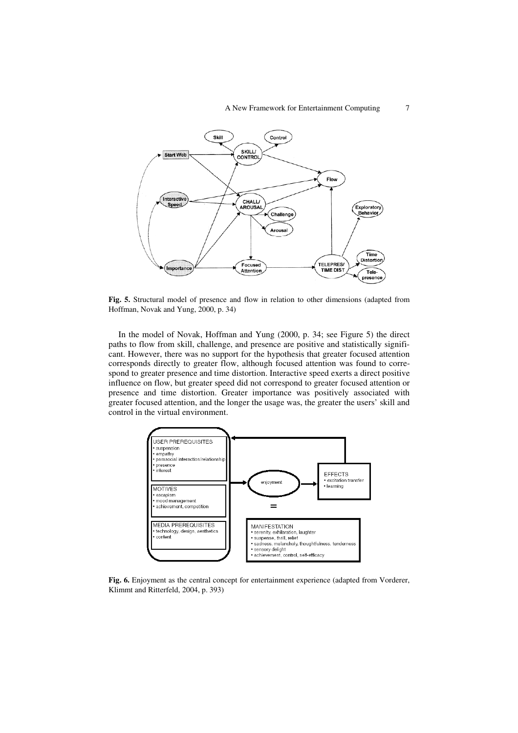**Fig. 5.** Structural model of presence and flow in relation to other dimensions (adapted from Hoffman, Novak and Yung, 2000, p. 34)

In the model of Novak, Hoffman and Yung (2000, p. 34; see Figure 5) the direct paths to flow from skill, challenge, and presence are positive and statistically significant. However, there was no support for the hypothesis that greater focused attention corresponds directly to greater flow, although focused attention was found to correspond to greater presence and time distortion. Interactive speed exerts a direct positive influence on flow, but greater speed did not correspond to greater focused attention or presence and time distortion. Greater importance was positively associated with greater focused attention, and the longer the usage was, the greater the users' skill and control in the virtual environment.

**Fig. 6.** Enjoyment as the central concept for entertainment experience (adapted from Vorderer, Klimmt and Ritterfeld, 2004, p. 393)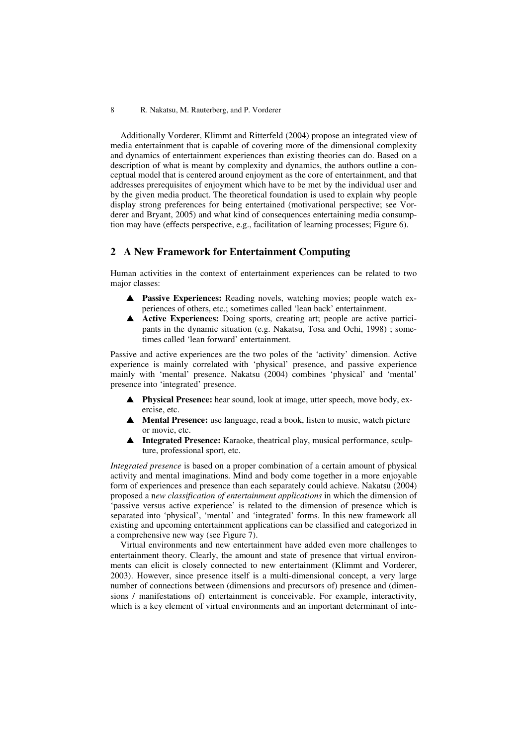Additionally Vorderer, Klimmt and Ritterfeld (2004) propose an integrated view of media entertainment that is capable of covering more of the dimensional complexity and dynamics of entertainment experiences than existing theories can do. Based on a description of what is meant by complexity and dynamics, the authors outline a conceptual model that is centered around enjoyment as the core of entertainment, and that addresses prerequisites of enjoyment which have to be met by the individual user and by the given media product. The theoretical foundation is used to explain why people display strong preferences for being entertained (motivational perspective; see Vorderer and Bryant, 2005) and what kind of consequences entertaining media consumption may have (effects perspective, e.g., facilitation of learning processes; Figure 6).

## 2 A New Framework for Entertainment Computing

Human activities in the context of entertainment experiences can be related to two major classes:

- **Passive Experiences:** Reading novels, watching movies; people watch experiences of others, etc.; sometimes called 'lean back' entertainment.
- **Active Experiences:** Doing sports, creating art; people are active participants in the dynamic situation (e.g. Nakatsu, Tosa and Ochi, 1998) ; sometimes called 'lean forward' entertainment.

Passive and active experiences are the two poles of the 'activity' dimension. Active experience is mainly correlated with 'physical' presence, and passive experience mainly with 'mental' presence. Nakatsu (2004) combines 'physical' and 'mental' presence into 'integrated' presence.

- **Physical Presence:** hear sound, look at image, utter speech, move body, exercise, etc.
- **Mental Presence:** use language, read a book, listen to music, watch picture or movie, etc.
- **Integrated Presence:** Karaoke, theatrical play, musical performance, sculpture, professional sport, etc.

*Integrated presence* is based on a proper combination of a certain amount of physical activity and mental imaginations. Mind and body come together in a more enjoyable form of experiences and presence than each separately could achieve. Nakatsu (2004) proposed a n*ew classification of entertainment applications* in which the dimension of 'passive versus active experience' is related to the dimension of presence which is separated into 'physical', 'mental' and 'integrated' forms. In this new framework all existing and upcoming entertainment applications can be classified and categorized in a comprehensive new way (see Figure 7).

Virtual environments and new entertainment have added even more challenges to entertainment theory. Clearly, the amount and state of presence that virtual environments can elicit is closely connected to new entertainment (Klimmt and Vorderer, 2003). However, since presence itself is a multi-dimensional concept, a very large number of connections between (dimensions and precursors of) presence and (dimensions / manifestations of) entertainment is conceivable. For example, interactivity, which is a key element of virtual environments and an important determinant of inte-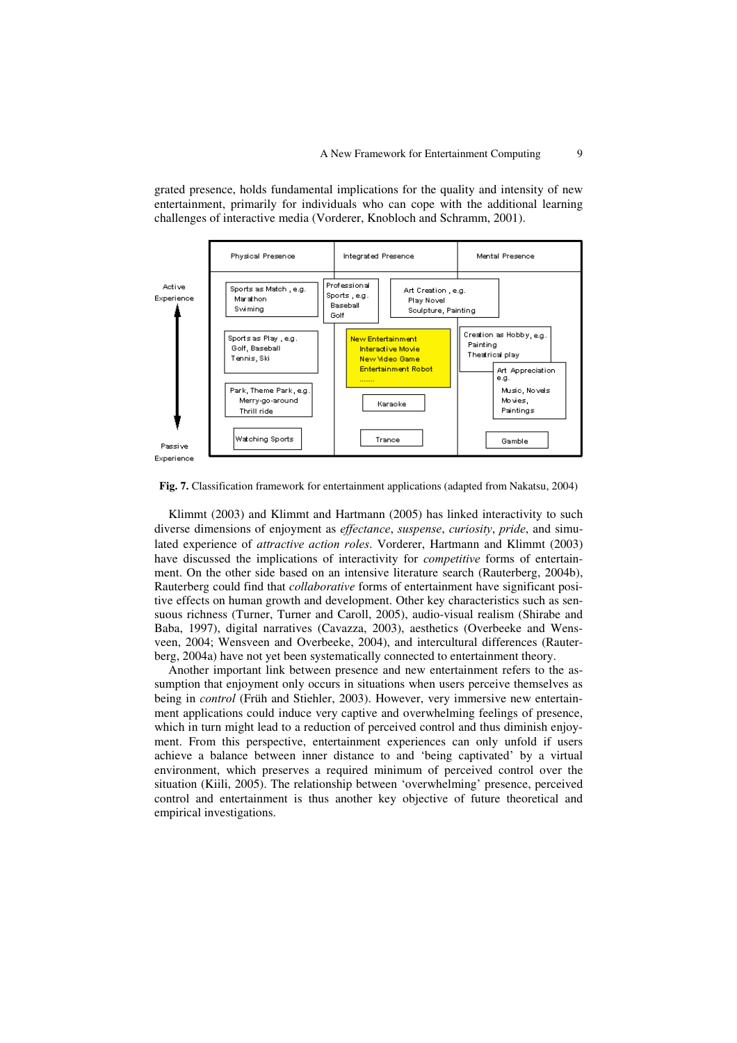grated presence, holds fundamental implications for the quality and intensity of new entertainment, primarily for individuals who can cope with the additional learning challenges of interactive media (Vorderer, Knobloch and Schramm, 2001).

| | Physical Presence | Integrated Presence | Mental Presence |
|---|---|---|---|
| Active Experience | Sports as Match, e.g. Marathon Swiming | Professional Sports, e.g. Baseball Golf; Art Creation, e.g. Play Novel Sculpture, Painting | |
| ↑ | Sports as Play, e.g. Golf, Baseball Tennis, Ski | New Entertainment Interactive Movie New Video Game Entertainment Robot ....... | Creation as Hobby, e.g. Painting Theatrical play; Art Appreciation e.g. Music, Novels Movies, Paintings |
| ↓ | Park, Theme Park, e.g. Merry-go-around Thrill ride | Karaoke | |
| Passive Experience | Watching Sports | Trance | Gamble |

**Fig. 7.** Classification framework for entertainment applications (adapted from Nakatsu, 2004)

Klimmt (2003) and Klimmt and Hartmann (2005) has linked interactivity to such diverse dimensions of enjoyment as *effectance*, *suspense*, *curiosity*, *pride*, and simulated experience of *attractive action roles*. Vorderer, Hartmann and Klimmt (2003) have discussed the implications of interactivity for *competitive* forms of entertainment. On the other side based on an intensive literature search (Rauterberg, 2004b), Rauterberg could find that *collaborative* forms of entertainment have significant positive effects on human growth and development. Other key characteristics such as sensuous richness (Turner, Turner and Caroll, 2005), audio-visual realism (Shirabe and Baba, 1997), digital narratives (Cavazza, 2003), aesthetics (Overbeeke and Wensveen, 2004; Wensveen and Overbeeke, 2004), and intercultural differences (Rauterberg, 2004a) have not yet been systematically connected to entertainment theory.

Another important link between presence and new entertainment refers to the assumption that enjoyment only occurs in situations when users perceive themselves as being in *control* (Früh and Stiehler, 2003). However, very immersive new entertainment applications could induce very captive and overwhelming feelings of presence, which in turn might lead to a reduction of perceived control and thus diminish enjoyment. From this perspective, entertainment experiences can only unfold if users achieve a balance between inner distance to and 'being captivated' by a virtual environment, which preserves a required minimum of perceived control over the situation (Kiili, 2005). The relationship between 'overwhelming' presence, perceived control and entertainment is thus another key objective of future theoretical and empirical investigations.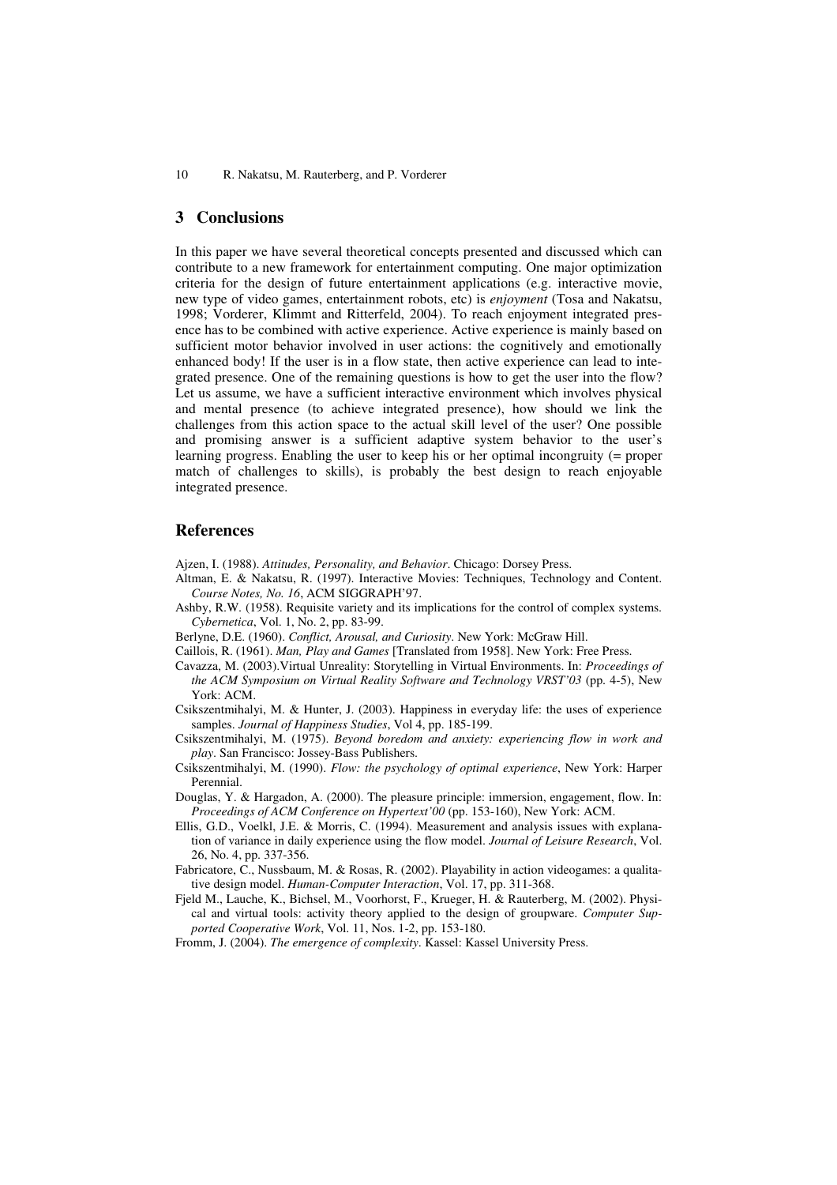## 3 Conclusions

In this paper we have several theoretical concepts presented and discussed which can contribute to a new framework for entertainment computing. One major optimization criteria for the design of future entertainment applications (e.g. interactive movie, new type of video games, entertainment robots, etc) is *enjoyment* (Tosa and Nakatsu, 1998; Vorderer, Klimmt and Ritterfeld, 2004). To reach enjoyment integrated presence has to be combined with active experience. Active experience is mainly based on sufficient motor behavior involved in user actions: the cognitively and emotionally enhanced body! If the user is in a flow state, then active experience can lead to integrated presence. One of the remaining questions is how to get the user into the flow? Let us assume, we have a sufficient interactive environment which involves physical and mental presence (to achieve integrated presence), how should we link the challenges from this action space to the actual skill level of the user? One possible and promising answer is a sufficient adaptive system behavior to the user's learning progress. Enabling the user to keep his or her optimal incongruity (= proper match of challenges to skills), is probably the best design to reach enjoyable integrated presence.

## References

Ajzen, I. (1988). *Attitudes, Personality, and Behavior*. Chicago: Dorsey Press.

Altman, E. & Nakatsu, R. (1997). Interactive Movies: Techniques, Technology and Content. *Course Notes, No. 16*, ACM SIGGRAPH'97.

Ashby, R.W. (1958). Requisite variety and its implications for the control of complex systems. *Cybernetica*, Vol. 1, No. 2, pp. 83-99.

Berlyne, D.E. (1960). *Conflict, Arousal, and Curiosity*. New York: McGraw Hill.

Caillois, R. (1961). *Man, Play and Games* [Translated from 1958]. New York: Free Press.

Cavazza, M. (2003).Virtual Unreality: Storytelling in Virtual Environments. In: *Proceedings of the ACM Symposium on Virtual Reality Software and Technology VRST'03* (pp. 4-5), New York: ACM.

Csikszentmihalyi, M. & Hunter, J. (2003). Happiness in everyday life: the uses of experience samples. *Journal of Happiness Studies*, Vol 4, pp. 185-199.

Csikszentmihalyi, M. (1975). *Beyond boredom and anxiety: experiencing flow in work and play*. San Francisco: Jossey-Bass Publishers.

Csikszentmihalyi, M. (1990). *Flow: the psychology of optimal experience*, New York: Harper Perennial.

Douglas, Y. & Hargadon, A. (2000). The pleasure principle: immersion, engagement, flow. In: *Proceedings of ACM Conference on Hypertext'00* (pp. 153-160), New York: ACM.

Ellis, G.D., Voelkl, J.E. & Morris, C. (1994). Measurement and analysis issues with explanation of variance in daily experience using the flow model. *Journal of Leisure Research*, Vol. 26, No. 4, pp. 337-356.

Fabricatore, C., Nussbaum, M. & Rosas, R. (2002). Playability in action videogames: a qualitative design model. *Human-Computer Interaction*, Vol. 17, pp. 311-368.

Fjeld M., Lauche, K., Bichsel, M., Voorhorst, F., Krueger, H. & Rauterberg, M. (2002). Physical and virtual tools: activity theory applied to the design of groupware. *Computer Supported Cooperative Work*, Vol. 11, Nos. 1-2, pp. 153-180.

Fromm, J. (2004). *The emergence of complexity*. Kassel: Kassel University Press.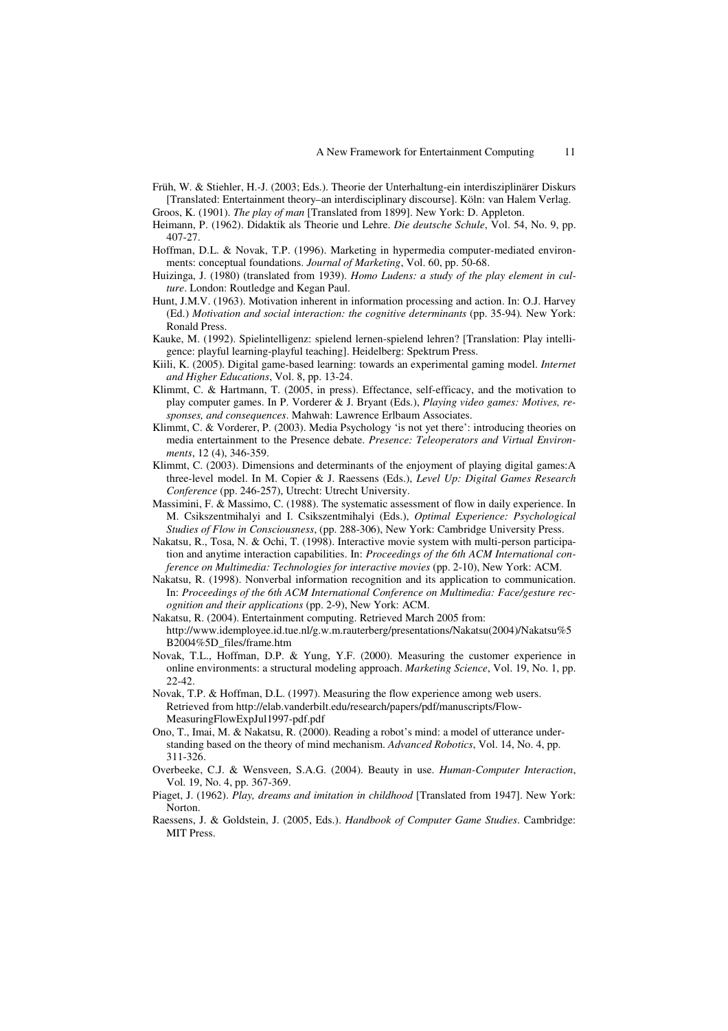Früh, W. & Stiehler, H.-J. (2003; Eds.). Theorie der Unterhaltung-ein interdisziplinärer Diskurs [Translated: Entertainment theory–an interdisciplinary discourse]. Köln: van Halem Verlag.

Groos, K. (1901). *The play of man* [Translated from 1899]. New York: D. Appleton.

Heimann, P. (1962). Didaktik als Theorie und Lehre. *Die deutsche Schule*, Vol. 54, No. 9, pp. 407-27.

Hoffman, D.L. & Novak, T.P. (1996). Marketing in hypermedia computer-mediated environments: conceptual foundations. *Journal of Marketing*, Vol. 60, pp. 50-68.

Huizinga, J. (1980) (translated from 1939). *Homo Ludens: a study of the play element in culture*. London: Routledge and Kegan Paul.

Hunt, J.M.V. (1963). Motivation inherent in information processing and action. In: O.J. Harvey (Ed.) *Motivation and social interaction: the cognitive determinants* (pp. 35-94)*.* New York: Ronald Press.

Kauke, M. (1992). Spielintelligenz: spielend lernen-spielend lehren? [Translation: Play intelligence: playful learning-playful teaching]. Heidelberg: Spektrum Press.

Kiili, K. (2005). Digital game-based learning: towards an experimental gaming model. *Internet and Higher Educations*, Vol. 8, pp. 13-24.

Klimmt, C. & Hartmann, T. (2005, in press). Effectance, self-efficacy, and the motivation to play computer games. In P. Vorderer & J. Bryant (Eds.), *Playing video games: Motives, responses, and consequences*. Mahwah: Lawrence Erlbaum Associates.

Klimmt, C. & Vorderer, P. (2003). Media Psychology 'is not yet there': introducing theories on media entertainment to the Presence debate. *Presence: Teleoperators and Virtual Environments*, 12 (4), 346-359.

Klimmt, C. (2003). Dimensions and determinants of the enjoyment of playing digital games:A three-level model. In M. Copier & J. Raessens (Eds.), *Level Up: Digital Games Research Conference* (pp. 246-257), Utrecht: Utrecht University.

Massimini, F. & Massimo, C. (1988). The systematic assessment of flow in daily experience. In M. Csikszentmihalyi and I. Csikszentmihalyi (Eds.), *Optimal Experience: Psychological Studies of Flow in Consciousness*, (pp. 288-306), New York: Cambridge University Press.

Nakatsu, R., Tosa, N. & Ochi, T. (1998). Interactive movie system with multi-person participation and anytime interaction capabilities. In: *Proceedings of the 6th ACM International conference on Multimedia: Technologies for interactive movies* (pp. 2-10), New York: ACM.

Nakatsu, R. (1998). Nonverbal information recognition and its application to communication. In: *Proceedings of the 6th ACM International Conference on Multimedia: Face/gesture recognition and their applications* (pp. 2-9), New York: ACM.

Nakatsu, R. (2004). Entertainment computing. Retrieved March 2005 from: http://www.idemployee.id.tue.nl/g.w.m.rauterberg/presentations/Nakatsu(2004)/Nakatsu%5B2004%5D_files/frame.htm

Novak, T.L., Hoffman, D.P. & Yung, Y.F. (2000). Measuring the customer experience in online environments: a structural modeling approach. *Marketing Science*, Vol. 19, No. 1, pp. 22-42.

Novak, T.P. & Hoffman, D.L. (1997). Measuring the flow experience among web users. Retrieved from http://elab.vanderbilt.edu/research/papers/pdf/manuscripts/Flow-MeasuringFlowExpJul1997-pdf.pdf

Ono, T., Imai, M. & Nakatsu, R. (2000). Reading a robot's mind: a model of utterance understanding based on the theory of mind mechanism. *Advanced Robotics*, Vol. 14, No. 4, pp. 311-326.

Overbeeke, C.J. & Wensveen, S.A.G. (2004). Beauty in use. *Human-Computer Interaction*, Vol. 19, No. 4, pp. 367-369.

Piaget, J. (1962). *Play, dreams and imitation in childhood* [Translated from 1947]. New York: Norton.

Raessens, J. & Goldstein, J. (2005, Eds.). *Handbook of Computer Game Studies*. Cambridge: MIT Press.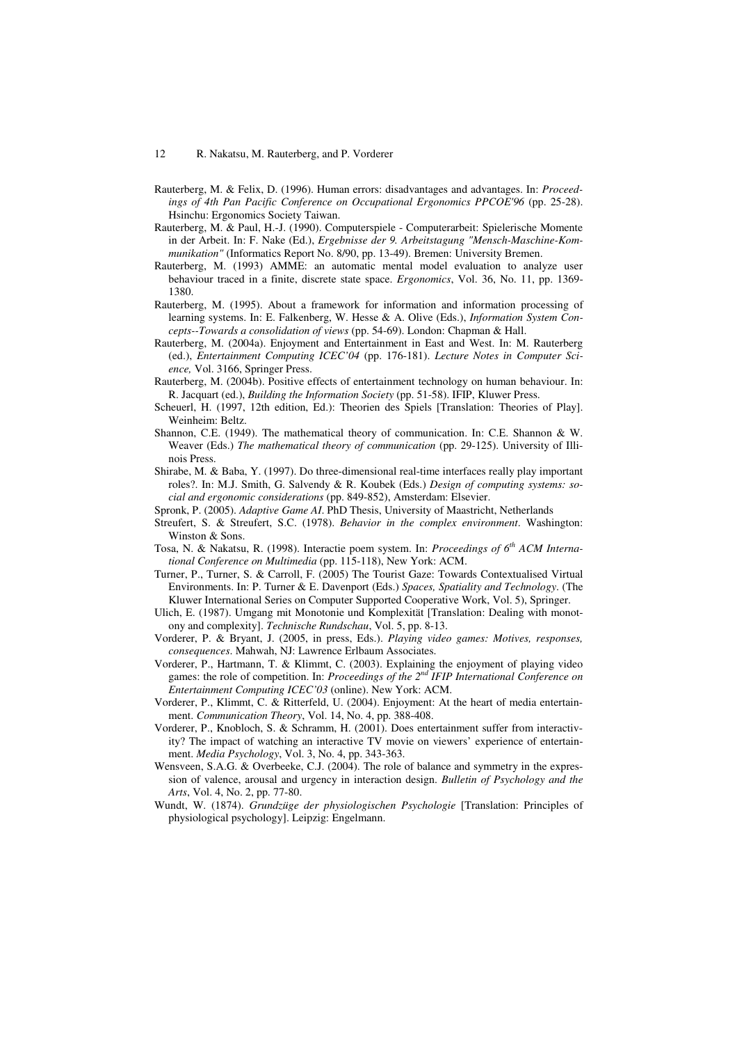Rauterberg, M. & Felix, D. (1996). Human errors: disadvantages and advantages. In: *Proceedings of 4th Pan Pacific Conference on Occupational Ergonomics PPCOE'96* (pp. 25-28). Hsinchu: Ergonomics Society Taiwan.

Rauterberg, M. & Paul, H.-J. (1990). Computerspiele - Computerarbeit: Spielerische Momente in der Arbeit. In: F. Nake (Ed.), *Ergebnisse der 9. Arbeitstagung "Mensch-Maschine-Kommunikation"* (Informatics Report No. 8/90, pp. 13-49). Bremen: University Bremen.

Rauterberg, M. (1993) AMME: an automatic mental model evaluation to analyze user behaviour traced in a finite, discrete state space. *Ergonomics*, Vol. 36, No. 11, pp. 1369-1380.

Rauterberg, M. (1995). About a framework for information and information processing of learning systems. In: E. Falkenberg, W. Hesse & A. Olive (Eds.), *Information System Concepts--Towards a consolidation of views* (pp. 54-69). London: Chapman & Hall.

Rauterberg, M. (2004a). Enjoyment and Entertainment in East and West. In: M. Rauterberg (ed.), *Entertainment Computing ICEC'04* (pp. 176-181). *Lecture Notes in Computer Science,* Vol. 3166, Springer Press.

Rauterberg, M. (2004b). Positive effects of entertainment technology on human behaviour. In: R. Jacquart (ed.), *Building the Information Society* (pp. 51-58). IFIP, Kluwer Press.

Scheuerl, H. (1997, 12th edition, Ed.): Theorien des Spiels [Translation: Theories of Play]. Weinheim: Beltz.

Shannon, C.E. (1949). The mathematical theory of communication. In: C.E. Shannon & W. Weaver (Eds.) *The mathematical theory of communication* (pp. 29-125). University of Illinois Press.

Shirabe, M. & Baba, Y. (1997). Do three-dimensional real-time interfaces really play important roles?. In: M.J. Smith, G. Salvendy & R. Koubek (Eds.) *Design of computing systems: social and ergonomic considerations* (pp. 849-852), Amsterdam: Elsevier.

Spronk, P. (2005). *Adaptive Game AI*. PhD Thesis, University of Maastricht, Netherlands

Streufert, S. & Streufert, S.C. (1978). *Behavior in the complex environment*. Washington: Winston & Sons.

Tosa, N. & Nakatsu, R. (1998). Interactie poem system. In: *Proceedings of 6th ACM International Conference on Multimedia* (pp. 115-118), New York: ACM.

Turner, P., Turner, S. & Carroll, F. (2005) The Tourist Gaze: Towards Contextualised Virtual Environments. In: P. Turner & E. Davenport (Eds.) *Spaces, Spatiality and Technology*. (The Kluwer International Series on Computer Supported Cooperative Work, Vol. 5), Springer.

Ulich, E. (1987). Umgang mit Monotonie und Komplexität [Translation: Dealing with monotony and complexity]. *Technische Rundschau*, Vol. 5, pp. 8-13.

Vorderer, P. & Bryant, J. (2005, in press, Eds.). *Playing video games: Motives, responses, consequences*. Mahwah, NJ: Lawrence Erlbaum Associates.

Vorderer, P., Hartmann, T. & Klimmt, C. (2003). Explaining the enjoyment of playing video games: the role of competition. In: *Proceedings of the 2nd IFIP International Conference on Entertainment Computing ICEC'03* (online). New York: ACM.

Vorderer, P., Klimmt, C. & Ritterfeld, U. (2004). Enjoyment: At the heart of media entertainment. *Communication Theory*, Vol. 14, No. 4, pp. 388-408.

Vorderer, P., Knobloch, S. & Schramm, H. (2001). Does entertainment suffer from interactivity? The impact of watching an interactive TV movie on viewers' experience of entertainment. *Media Psychology*, Vol. 3, No. 4, pp. 343-363.

Wensveen, S.A.G. & Overbeeke, C.J. (2004). The role of balance and symmetry in the expression of valence, arousal and urgency in interaction design. *Bulletin of Psychology and the Arts*, Vol. 4, No. 2, pp. 77-80.

Wundt, W. (1874). *Grundzüge der physiologischen Psychologie* [Translation: Principles of physiological psychology]. Leipzig: Engelmann.